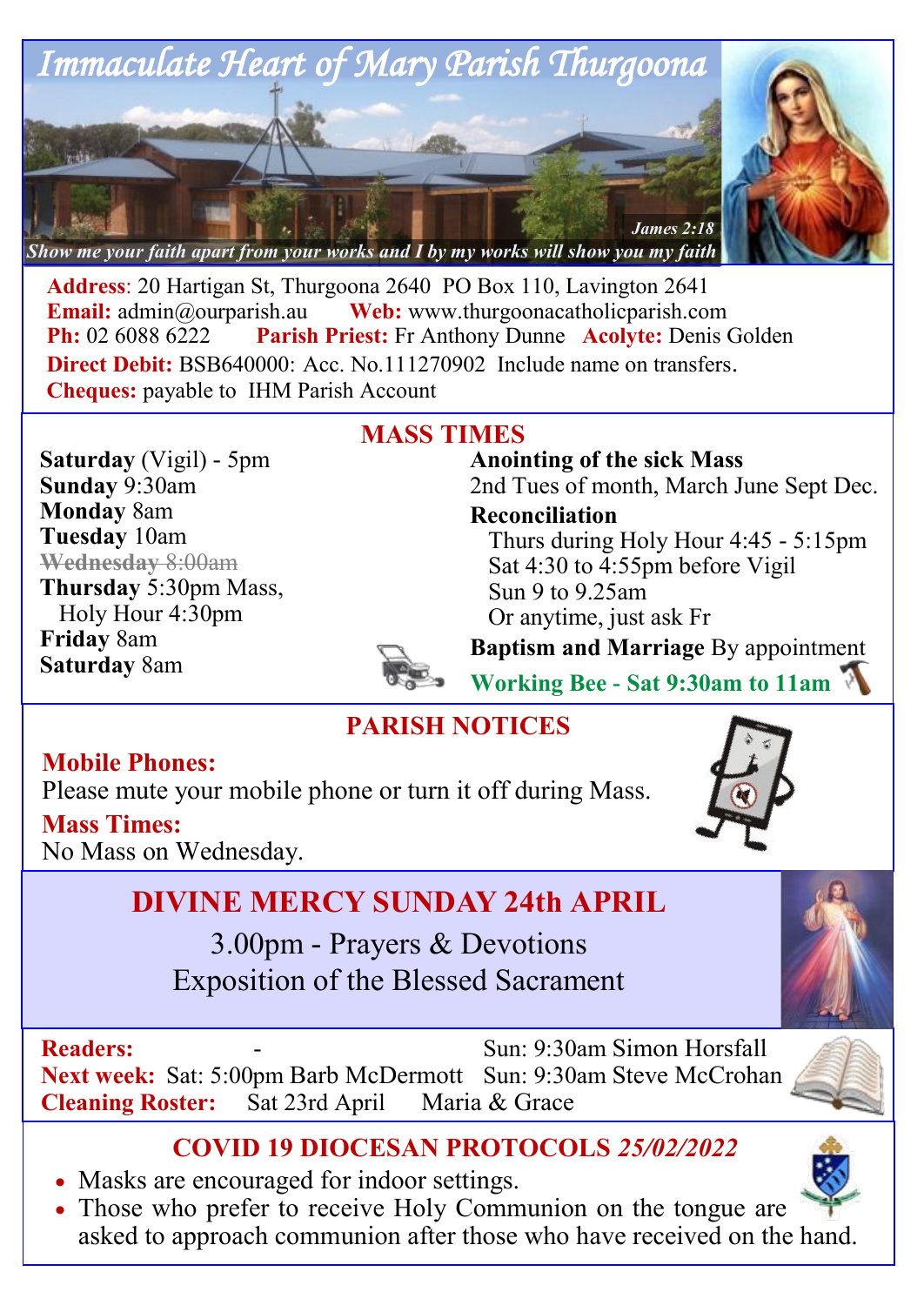# Immaculate Heart of Mary Parish Thurgoona

*Show me your faith apart from your works and I by my works will show you my faith* — *James 2:18*

**Address**: 20 Hartigan St, Thurgoona 2640 PO Box 110, Lavington 2641
**Email:** admin@ourparish.au **Web:** www.thurgoonacatholicparish.com
**Ph:** 02 6088 6222 **Parish Priest:** Fr Anthony Dunne **Acolyte:** Denis Golden
**Direct Debit:** BSB640000: Acc. No.111270902 Include name on transfers.
**Cheques:** payable to IHM Parish Account

## MASS TIMES

**Saturday** (Vigil) - 5pm
**Sunday** 9:30am
**Monday** 8am
**Tuesday** 10am
~~**Wednesday** 8:00am~~
**Thursday** 5:30pm Mass,
Holy Hour 4:30pm
**Friday** 8am
**Saturday** 8am

**Anointing of the sick Mass**
2nd Tues of month, March June Sept Dec.

**Reconciliation**
Thurs during Holy Hour 4:45 - 5:15pm
Sat 4:30 to 4:55pm before Vigil
Sun 9 to 9.25am
Or anytime, just ask Fr

**Baptism and Marriage** By appointment

**Working Bee - Sat 9:30am to 11am**

## PARISH NOTICES

**Mobile Phones:**
Please mute your mobile phone or turn it off during Mass.

**Mass Times:**
No Mass on Wednesday.

## DIVINE MERCY SUNDAY 24th APRIL

3.00pm - Prayers & Devotions
Exposition of the Blessed Sacrament

**Readers:** - Sun: 9:30am Simon Horsfall
**Next week:** Sat: 5:00pm Barb McDermott Sun: 9:30am Steve McCrohan
**Cleaning Roster:** Sat 23rd April Maria & Grace

## COVID 19 DIOCESAN PROTOCOLS *25/02/2022*

- Masks are encouraged for indoor settings.
- Those who prefer to receive Holy Communion on the tongue are asked to approach communion after those who have received on the hand.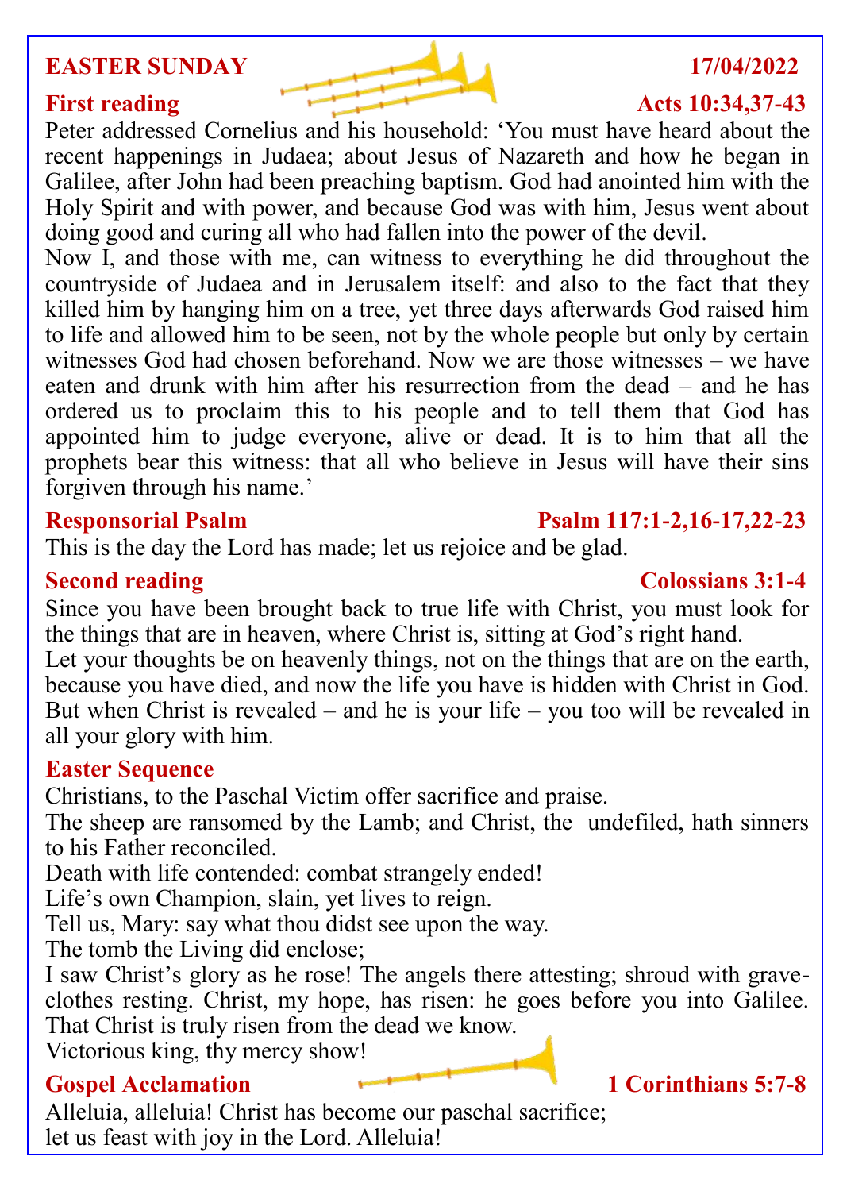## EASTER SUNDAY 17/04/2022

### First reading — Acts 10:34,37-43

Peter addressed Cornelius and his household: 'You must have heard about the recent happenings in Judaea; about Jesus of Nazareth and how he began in Galilee, after John had been preaching baptism. God had anointed him with the Holy Spirit and with power, and because God was with him, Jesus went about doing good and curing all who had fallen into the power of the devil.

Now I, and those with me, can witness to everything he did throughout the countryside of Judaea and in Jerusalem itself: and also to the fact that they killed him by hanging him on a tree, yet three days afterwards God raised him to life and allowed him to be seen, not by the whole people but only by certain witnesses God had chosen beforehand. Now we are those witnesses – we have eaten and drunk with him after his resurrection from the dead – and he has ordered us to proclaim this to his people and to tell them that God has appointed him to judge everyone, alive or dead. It is to him that all the prophets bear this witness: that all who believe in Jesus will have their sins forgiven through his name.'

### Responsorial Psalm — Psalm 117:1-2,16-17,22-23

This is the day the Lord has made; let us rejoice and be glad.

### Second reading — Colossians 3:1-4

Since you have been brought back to true life with Christ, you must look for the things that are in heaven, where Christ is, sitting at God's right hand.

Let your thoughts be on heavenly things, not on the things that are on the earth, because you have died, and now the life you have is hidden with Christ in God. But when Christ is revealed – and he is your life – you too will be revealed in all your glory with him.

### Easter Sequence

Christians, to the Paschal Victim offer sacrifice and praise.

The sheep are ransomed by the Lamb; and Christ, the undefiled, hath sinners to his Father reconciled.

Death with life contended: combat strangely ended!

Life's own Champion, slain, yet lives to reign.

Tell us, Mary: say what thou didst see upon the way.

The tomb the Living did enclose;

I saw Christ's glory as he rose! The angels there attesting; shroud with grave-clothes resting. Christ, my hope, has risen: he goes before you into Galilee. That Christ is truly risen from the dead we know.

Victorious king, thy mercy show!

### Gospel Acclamation — 1 Corinthians 5:7-8

Alleluia, alleluia! Christ has become our paschal sacrifice;
let us feast with joy in the Lord. Alleluia!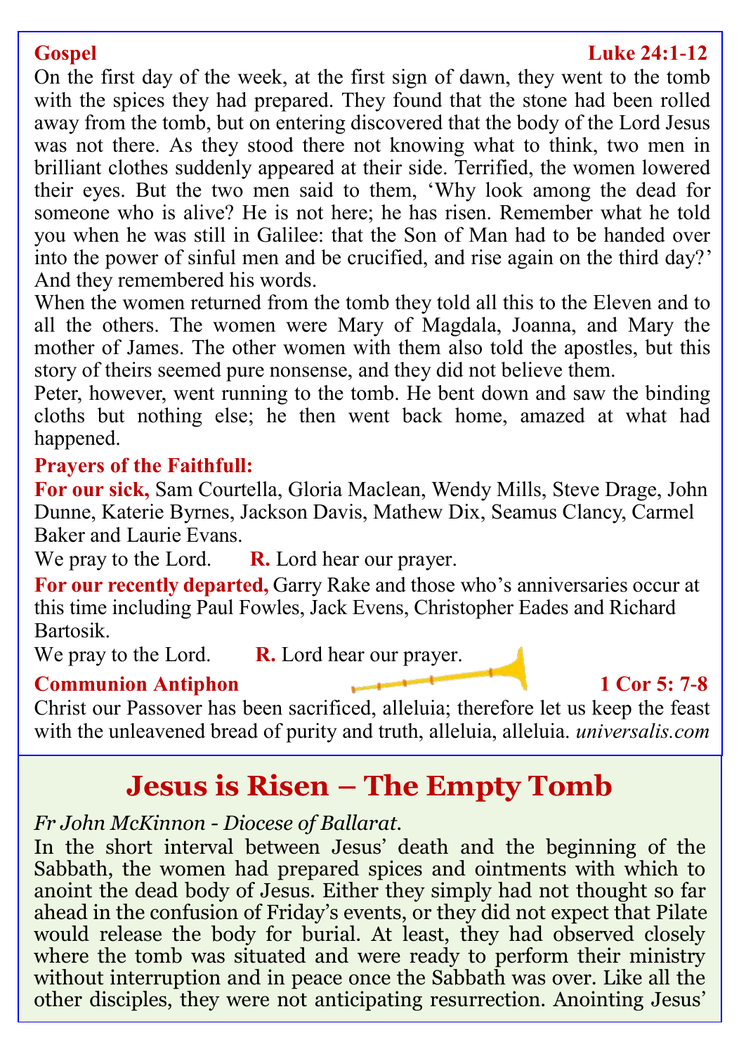**Gospel** **Luke 24:1-12**

On the first day of the week, at the first sign of dawn, they went to the tomb with the spices they had prepared. They found that the stone had been rolled away from the tomb, but on entering discovered that the body of the Lord Jesus was not there. As they stood there not knowing what to think, two men in brilliant clothes suddenly appeared at their side. Terrified, the women lowered their eyes. But the two men said to them, 'Why look among the dead for someone who is alive? He is not here; he has risen. Remember what he told you when he was still in Galilee: that the Son of Man had to be handed over into the power of sinful men and be crucified, and rise again on the third day?' And they remembered his words.

When the women returned from the tomb they told all this to the Eleven and to all the others. The women were Mary of Magdala, Joanna, and Mary the mother of James. The other women with them also told the apostles, but this story of theirs seemed pure nonsense, and they did not believe them.

Peter, however, went running to the tomb. He bent down and saw the binding cloths but nothing else; he then went back home, amazed at what had happened.

**Prayers of the Faithfull:**

**For our sick,** Sam Courtella, Gloria Maclean, Wendy Mills, Steve Drage, John Dunne, Katerie Byrnes, Jackson Davis, Mathew Dix, Seamus Clancy, Carmel Baker and Laurie Evans.

We pray to the Lord. **R.** Lord hear our prayer.

**For our recently departed,** Garry Rake and those who's anniversaries occur at this time including Paul Fowles, Jack Evens, Christopher Eades and Richard Bartosik.

We pray to the Lord. **R.** Lord hear our prayer.

**Communion Antiphon** **1 Cor 5: 7-8**

Christ our Passover has been sacrificed, alleluia; therefore let us keep the feast with the unleavened bread of purity and truth, alleluia, alleluia. *universalis.com*

## Jesus is Risen – The Empty Tomb

*Fr John McKinnon - Diocese of Ballarat.*

In the short interval between Jesus' death and the beginning of the Sabbath, the women had prepared spices and ointments with which to anoint the dead body of Jesus. Either they simply had not thought so far ahead in the confusion of Friday's events, or they did not expect that Pilate would release the body for burial. At least, they had observed closely where the tomb was situated and were ready to perform their ministry without interruption and in peace once the Sabbath was over. Like all the other disciples, they were not anticipating resurrection. Anointing Jesus'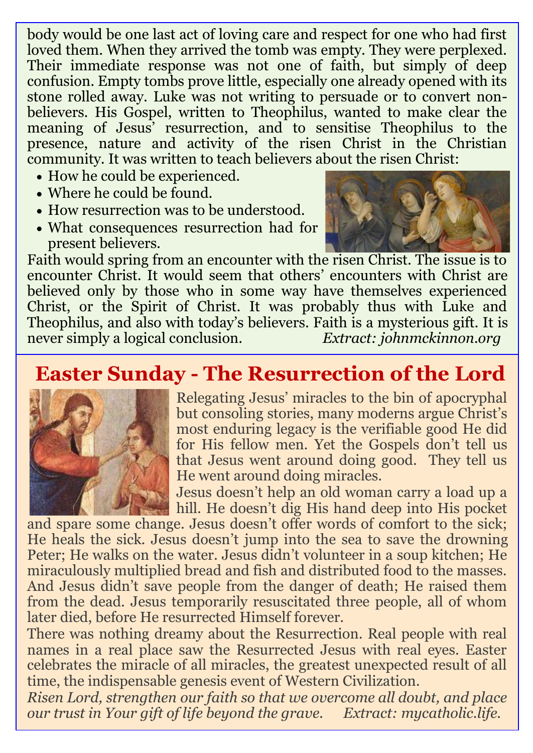body would be one last act of loving care and respect for one who had first loved them. When they arrived the tomb was empty. They were perplexed. Their immediate response was not one of faith, but simply of deep confusion. Empty tombs prove little, especially one already opened with its stone rolled away. Luke was not writing to persuade or to convert non-believers. His Gospel, written to Theophilus, wanted to make clear the meaning of Jesus' resurrection, and to sensitise Theophilus to the presence, nature and activity of the risen Christ in the Christian community. It was written to teach believers about the risen Christ:

- How he could be experienced.
- Where he could be found.
- How resurrection was to be understood.
- What consequences resurrection had for present believers.

Faith would spring from an encounter with the risen Christ. The issue is to encounter Christ. It would seem that others' encounters with Christ are believed only by those who in some way have themselves experienced Christ, or the Spirit of Christ. It was probably thus with Luke and Theophilus, and also with today's believers. Faith is a mysterious gift. It is never simply a logical conclusion. *Extract: johnmckinnon.org*

## Easter Sunday - The Resurrection of the Lord

Relegating Jesus' miracles to the bin of apocryphal but consoling stories, many moderns argue Christ's most enduring legacy is the verifiable good He did for His fellow men. Yet the Gospels don't tell us that Jesus went around doing good. They tell us He went around doing miracles.

Jesus doesn't help an old woman carry a load up a hill. He doesn't dig His hand deep into His pocket and spare some change. Jesus doesn't offer words of comfort to the sick; He heals the sick. Jesus doesn't jump into the sea to save the drowning Peter; He walks on the water. Jesus didn't volunteer in a soup kitchen; He miraculously multiplied bread and fish and distributed food to the masses. And Jesus didn't save people from the danger of death; He raised them from the dead. Jesus temporarily resuscitated three people, all of whom later died, before He resurrected Himself forever.

There was nothing dreamy about the Resurrection. Real people with real names in a real place saw the Resurrected Jesus with real eyes. Easter celebrates the miracle of all miracles, the greatest unexpected result of all time, the indispensable genesis event of Western Civilization.

*Risen Lord, strengthen our faith so that we overcome all doubt, and place our trust in Your gift of life beyond the grave.* *Extract: mycatholic.life.*